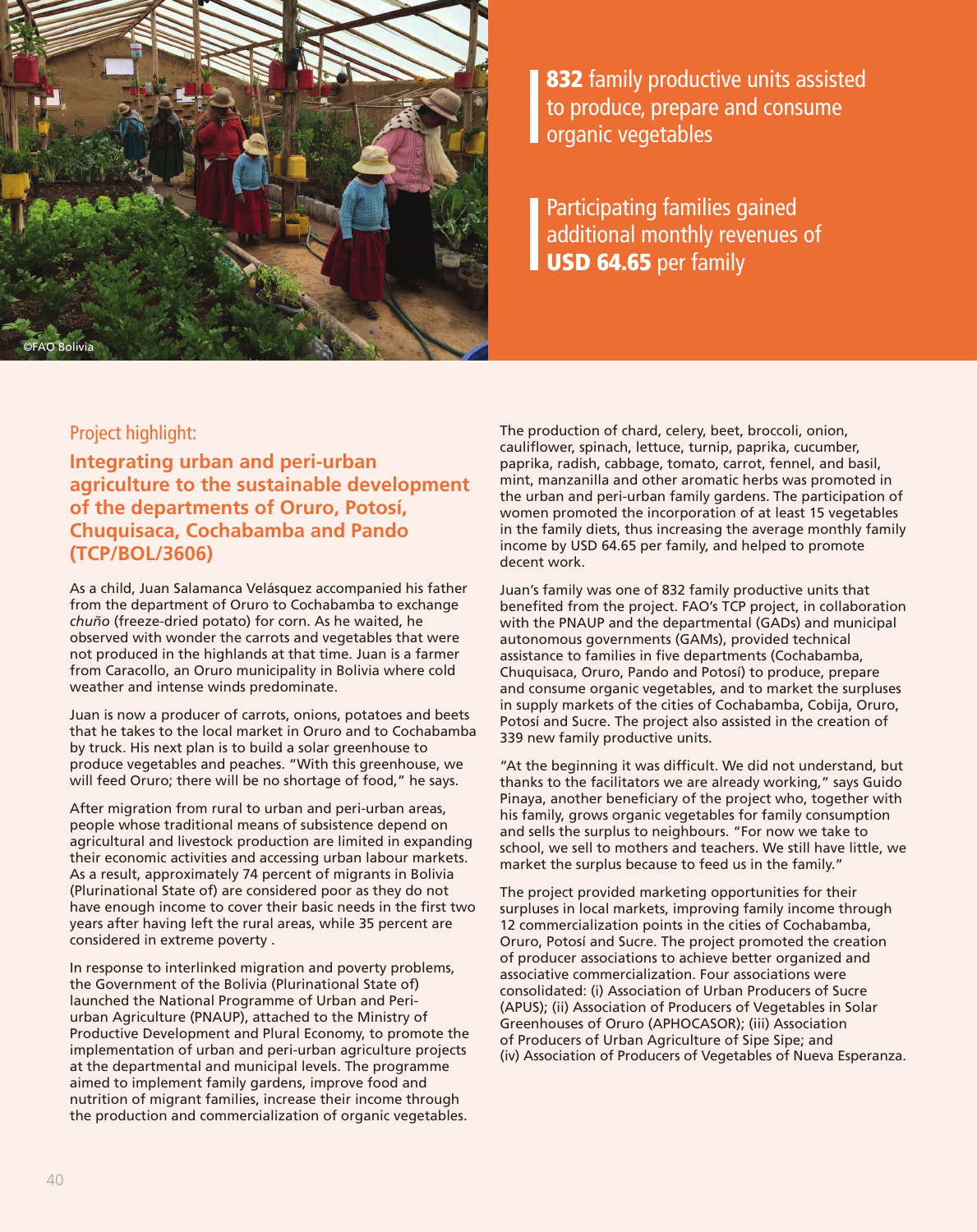**832** family productive units assisted to produce, prepare and consume organic vegetables

Participating families gained additional monthly revenues of **USD 64.65** per family

Project highlight:

## Integrating urban and peri-urban agriculture to the sustainable development of the departments of Oruro, Potosí, Chuquisaca, Cochabamba and Pando (TCP/BOL/3606)

As a child, Juan Salamanca Velásquez accompanied his father from the department of Oruro to Cochabamba to exchange *chuño* (freeze-dried potato) for corn. As he waited, he observed with wonder the carrots and vegetables that were not produced in the highlands at that time. Juan is a farmer from Caracollo, an Oruro municipality in Bolivia where cold weather and intense winds predominate.

Juan is now a producer of carrots, onions, potatoes and beets that he takes to the local market in Oruro and to Cochabamba by truck. His next plan is to build a solar greenhouse to produce vegetables and peaches. "With this greenhouse, we will feed Oruro; there will be no shortage of food," he says.

After migration from rural to urban and peri-urban areas, people whose traditional means of subsistence depend on agricultural and livestock production are limited in expanding their economic activities and accessing urban labour markets. As a result, approximately 74 percent of migrants in Bolivia (Plurinational State of) are considered poor as they do not have enough income to cover their basic needs in the first two years after having left the rural areas, while 35 percent are considered in extreme poverty .

In response to interlinked migration and poverty problems, the Government of the Bolivia (Plurinational State of) launched the National Programme of Urban and Peri-urban Agriculture (PNAUP), attached to the Ministry of Productive Development and Plural Economy, to promote the implementation of urban and peri-urban agriculture projects at the departmental and municipal levels. The programme aimed to implement family gardens, improve food and nutrition of migrant families, increase their income through the production and commercialization of organic vegetables.

The production of chard, celery, beet, broccoli, onion, cauliflower, spinach, lettuce, turnip, paprika, cucumber, paprika, radish, cabbage, tomato, carrot, fennel, and basil, mint, manzanilla and other aromatic herbs was promoted in the urban and peri-urban family gardens. The participation of women promoted the incorporation of at least 15 vegetables in the family diets, thus increasing the average monthly family income by USD 64.65 per family, and helped to promote decent work.

Juan's family was one of 832 family productive units that benefited from the project. FAO's TCP project, in collaboration with the PNAUP and the departmental (GADs) and municipal autonomous governments (GAMs), provided technical assistance to families in five departments (Cochabamba, Chuquisaca, Oruro, Pando and Potosí) to produce, prepare and consume organic vegetables, and to market the surpluses in supply markets of the cities of Cochabamba, Cobija, Oruro, Potosí and Sucre. The project also assisted in the creation of 339 new family productive units.

"At the beginning it was difficult. We did not understand, but thanks to the facilitators we are already working," says Guido Pinaya, another beneficiary of the project who, together with his family, grows organic vegetables for family consumption and sells the surplus to neighbours. "For now we take to school, we sell to mothers and teachers. We still have little, we market the surplus because to feed us in the family."

The project provided marketing opportunities for their surpluses in local markets, improving family income through 12 commercialization points in the cities of Cochabamba, Oruro, Potosí and Sucre. The project promoted the creation of producer associations to achieve better organized and associative commercialization. Four associations were consolidated: (i) Association of Urban Producers of Sucre (APUS); (ii) Association of Producers of Vegetables in Solar Greenhouses of Oruro (APHOCASOR); (iii) Association of Producers of Urban Agriculture of Sipe Sipe; and (iv) Association of Producers of Vegetables of Nueva Esperanza.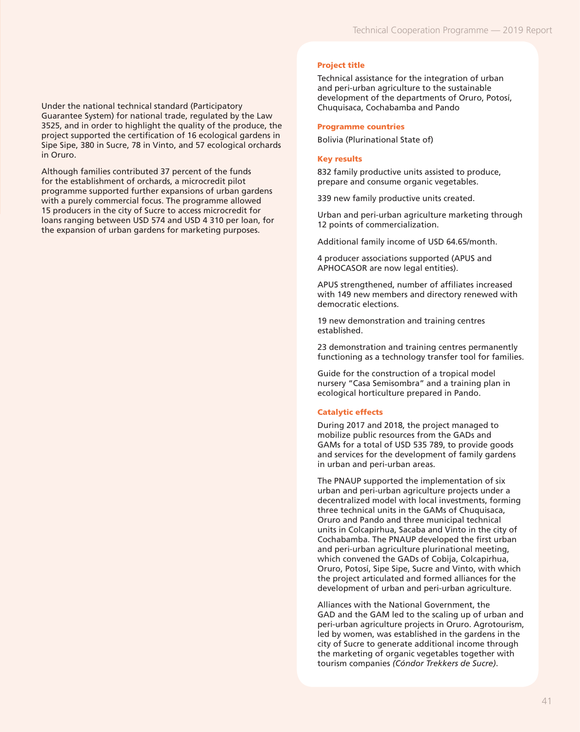Under the national technical standard (Participatory Guarantee System) for national trade, regulated by the Law 3525, and in order to highlight the quality of the produce, the project supported the certification of 16 ecological gardens in Sipe Sipe, 380 in Sucre, 78 in Vinto, and 57 ecological orchards in Oruro.

Although families contributed 37 percent of the funds for the establishment of orchards, a microcredit pilot programme supported further expansions of urban gardens with a purely commercial focus. The programme allowed 15 producers in the city of Sucre to access microcredit for loans ranging between USD 574 and USD 4 310 per loan, for the expansion of urban gardens for marketing purposes.

#### Project title

Technical assistance for the integration of urban and peri-urban agriculture to the sustainable development of the departments of Oruro, Potosí, Chuquisaca, Cochabamba and Pando

#### Programme countries

Bolivia (Plurinational State of)

#### Key results

832 family productive units assisted to produce, prepare and consume organic vegetables.

339 new family productive units created.

Urban and peri-urban agriculture marketing through 12 points of commercialization.

Additional family income of USD 64.65/month.

4 producer associations supported (APUS and APHOCASOR are now legal entities).

APUS strengthened, number of affiliates increased with 149 new members and directory renewed with democratic elections.

19 new demonstration and training centres established.

23 demonstration and training centres permanently functioning as a technology transfer tool for families.

Guide for the construction of a tropical model nursery "Casa Semisombra" and a training plan in ecological horticulture prepared in Pando.

#### Catalytic effects

During 2017 and 2018, the project managed to mobilize public resources from the GADs and GAMs for a total of USD 535 789, to provide goods and services for the development of family gardens in urban and peri-urban areas.

The PNAUP supported the implementation of six urban and peri-urban agriculture projects under a decentralized model with local investments, forming three technical units in the GAMs of Chuquisaca, Oruro and Pando and three municipal technical units in Colcapirhua, Sacaba and Vinto in the city of Cochabamba. The PNAUP developed the first urban and peri-urban agriculture plurinational meeting, which convened the GADs of Cobija, Colcapirhua, Oruro, Potosí, Sipe Sipe, Sucre and Vinto, with which the project articulated and formed alliances for the development of urban and peri-urban agriculture.

Alliances with the National Government, the GAD and the GAM led to the scaling up of urban and peri-urban agriculture projects in Oruro. Agrotourism, led by women, was established in the gardens in the city of Sucre to generate additional income through the marketing of organic vegetables together with tourism companies *(Cóndor Trekkers de Sucre)*.